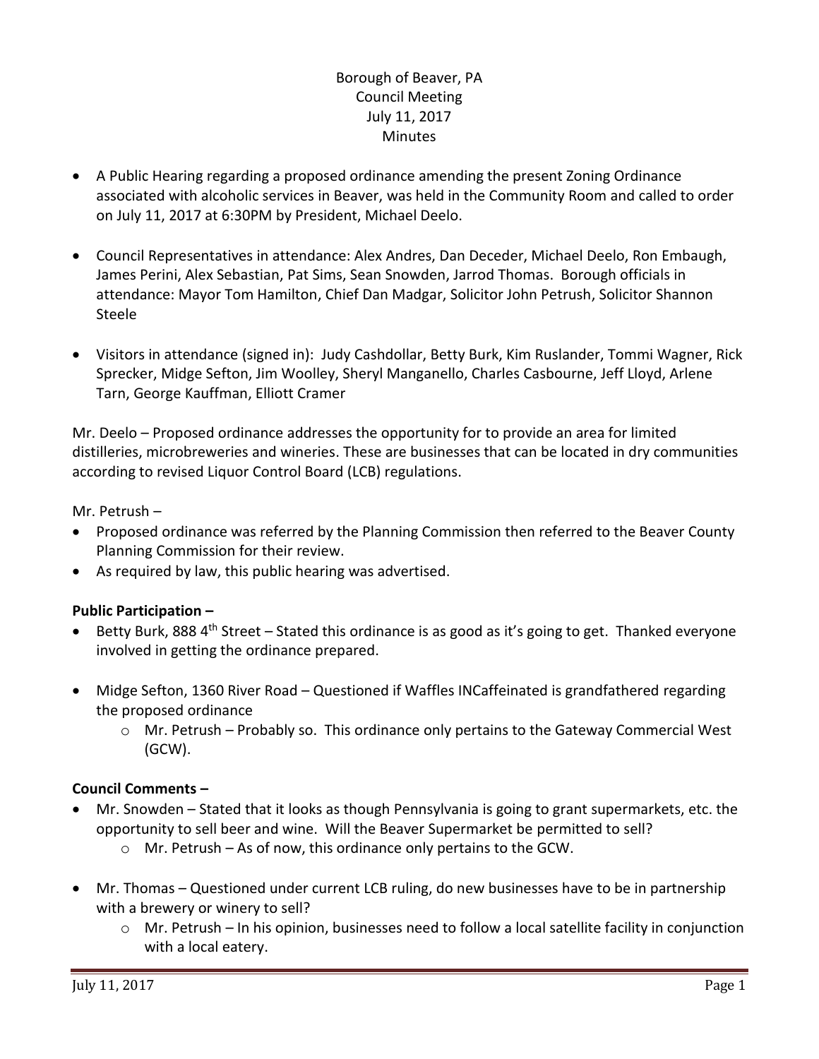# Borough of Beaver, PA
## Council Meeting
## July 11, 2017
## Minutes

- A Public Hearing regarding a proposed ordinance amending the present Zoning Ordinance associated with alcoholic services in Beaver, was held in the Community Room and called to order on July 11, 2017 at 6:30PM by President, Michael Deelo.

- Council Representatives in attendance: Alex Andres, Dan Deceder, Michael Deelo, Ron Embaugh, James Perini, Alex Sebastian, Pat Sims, Sean Snowden, Jarrod Thomas. Borough officials in attendance: Mayor Tom Hamilton, Chief Dan Madgar, Solicitor John Petrush, Solicitor Shannon Steele

- Visitors in attendance (signed in): Judy Cashdollar, Betty Burk, Kim Ruslander, Tommi Wagner, Rick Sprecker, Midge Sefton, Jim Woolley, Sheryl Manganello, Charles Casbourne, Jeff Lloyd, Arlene Tarn, George Kauffman, Elliott Cramer

Mr. Deelo – Proposed ordinance addresses the opportunity for to provide an area for limited distilleries, microbreweries and wineries. These are businesses that can be located in dry communities according to revised Liquor Control Board (LCB) regulations.

Mr. Petrush –

- Proposed ordinance was referred by the Planning Commission then referred to the Beaver County Planning Commission for their review.
- As required by law, this public hearing was advertised.

**Public Participation –**

- Betty Burk, 888 4th Street – Stated this ordinance is as good as it's going to get. Thanked everyone involved in getting the ordinance prepared.

- Midge Sefton, 1360 River Road – Questioned if Waffles INCaffeinated is grandfathered regarding the proposed ordinance
  - Mr. Petrush – Probably so. This ordinance only pertains to the Gateway Commercial West (GCW).

**Council Comments –**

- Mr. Snowden – Stated that it looks as though Pennsylvania is going to grant supermarkets, etc. the opportunity to sell beer and wine. Will the Beaver Supermarket be permitted to sell?
  - Mr. Petrush – As of now, this ordinance only pertains to the GCW.

- Mr. Thomas – Questioned under current LCB ruling, do new businesses have to be in partnership with a brewery or winery to sell?
  - Mr. Petrush – In his opinion, businesses need to follow a local satellite facility in conjunction with a local eatery.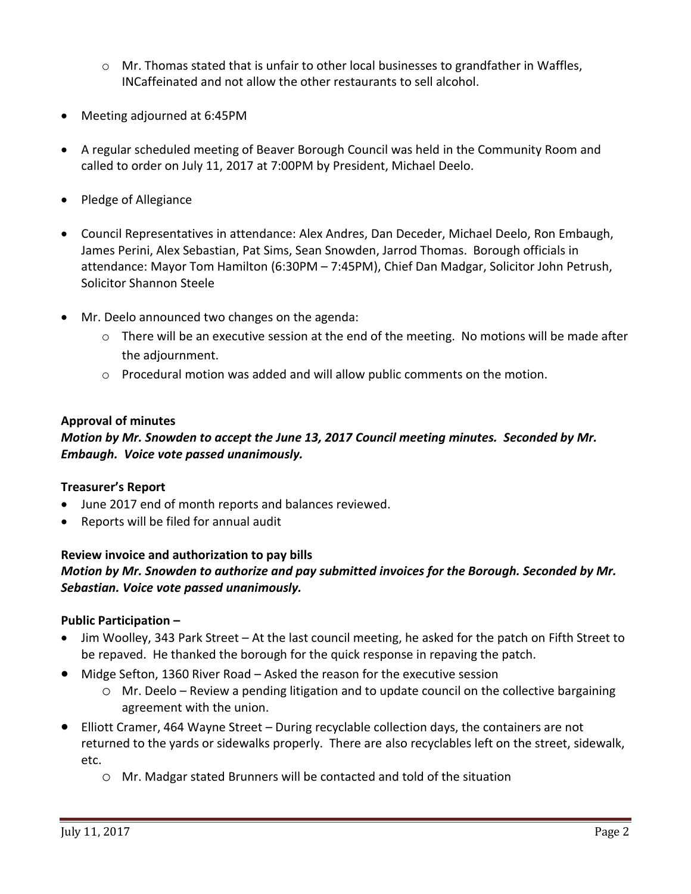- Mr. Thomas stated that is unfair to other local businesses to grandfather in Waffles, INCaffeinated and not allow the other restaurants to sell alcohol.

- Meeting adjourned at 6:45PM

- A regular scheduled meeting of Beaver Borough Council was held in the Community Room and called to order on July 11, 2017 at 7:00PM by President, Michael Deelo.

- Pledge of Allegiance

- Council Representatives in attendance: Alex Andres, Dan Deceder, Michael Deelo, Ron Embaugh, James Perini, Alex Sebastian, Pat Sims, Sean Snowden, Jarrod Thomas. Borough officials in attendance: Mayor Tom Hamilton (6:30PM – 7:45PM), Chief Dan Madgar, Solicitor John Petrush, Solicitor Shannon Steele

- Mr. Deelo announced two changes on the agenda:
  - There will be an executive session at the end of the meeting. No motions will be made after the adjournment.
  - Procedural motion was added and will allow public comments on the motion.

**Approval of minutes**

***Motion by Mr. Snowden to accept the June 13, 2017 Council meeting minutes. Seconded by Mr. Embaugh. Voice vote passed unanimously.***

**Treasurer's Report**

- June 2017 end of month reports and balances reviewed.
- Reports will be filed for annual audit

**Review invoice and authorization to pay bills**

***Motion by Mr. Snowden to authorize and pay submitted invoices for the Borough. Seconded by Mr. Sebastian. Voice vote passed unanimously.***

**Public Participation –**

- Jim Woolley, 343 Park Street – At the last council meeting, he asked for the patch on Fifth Street to be repaved. He thanked the borough for the quick response in repaving the patch.
- Midge Sefton, 1360 River Road – Asked the reason for the executive session
  - Mr. Deelo – Review a pending litigation and to update council on the collective bargaining agreement with the union.
- Elliott Cramer, 464 Wayne Street – During recyclable collection days, the containers are not returned to the yards or sidewalks properly. There are also recyclables left on the street, sidewalk, etc.
  - Mr. Madgar stated Brunners will be contacted and told of the situation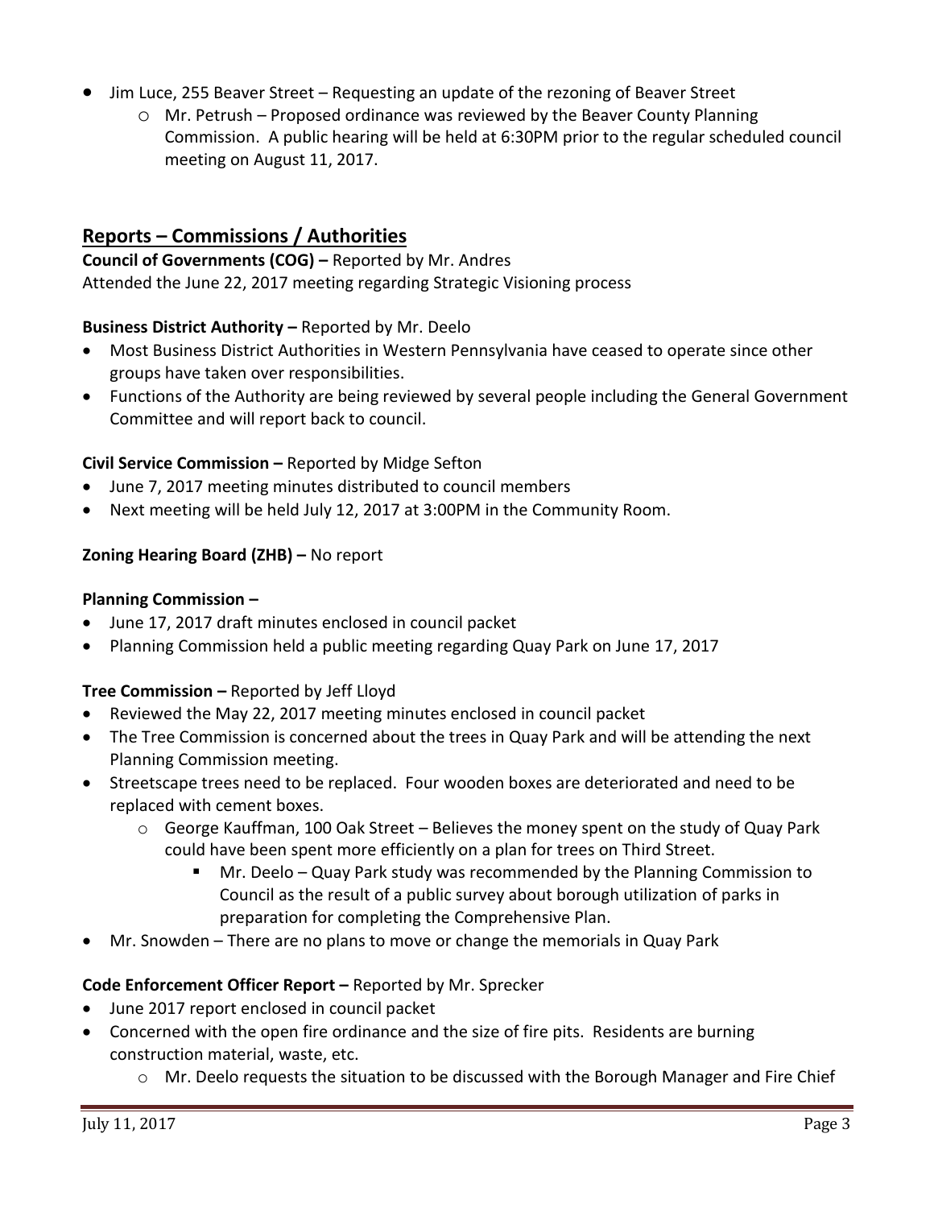- Jim Luce, 255 Beaver Street – Requesting an update of the rezoning of Beaver Street
    - Mr. Petrush – Proposed ordinance was reviewed by the Beaver County Planning Commission. A public hearing will be held at 6:30PM prior to the regular scheduled council meeting on August 11, 2017.

## Reports – Commissions / Authorities

**Council of Governments (COG) –** Reported by Mr. Andres
Attended the June 22, 2017 meeting regarding Strategic Visioning process

**Business District Authority –** Reported by Mr. Deelo

- Most Business District Authorities in Western Pennsylvania have ceased to operate since other groups have taken over responsibilities.
- Functions of the Authority are being reviewed by several people including the General Government Committee and will report back to council.

**Civil Service Commission –** Reported by Midge Sefton

- June 7, 2017 meeting minutes distributed to council members
- Next meeting will be held July 12, 2017 at 3:00PM in the Community Room.

**Zoning Hearing Board (ZHB) –** No report

**Planning Commission –**

- June 17, 2017 draft minutes enclosed in council packet
- Planning Commission held a public meeting regarding Quay Park on June 17, 2017

**Tree Commission –** Reported by Jeff Lloyd

- Reviewed the May 22, 2017 meeting minutes enclosed in council packet
- The Tree Commission is concerned about the trees in Quay Park and will be attending the next Planning Commission meeting.
- Streetscape trees need to be replaced. Four wooden boxes are deteriorated and need to be replaced with cement boxes.
    - George Kauffman, 100 Oak Street – Believes the money spent on the study of Quay Park could have been spent more efficiently on a plan for trees on Third Street.
        - Mr. Deelo – Quay Park study was recommended by the Planning Commission to Council as the result of a public survey about borough utilization of parks in preparation for completing the Comprehensive Plan.
- Mr. Snowden – There are no plans to move or change the memorials in Quay Park

**Code Enforcement Officer Report –** Reported by Mr. Sprecker

- June 2017 report enclosed in council packet
- Concerned with the open fire ordinance and the size of fire pits. Residents are burning construction material, waste, etc.
    - Mr. Deelo requests the situation to be discussed with the Borough Manager and Fire Chief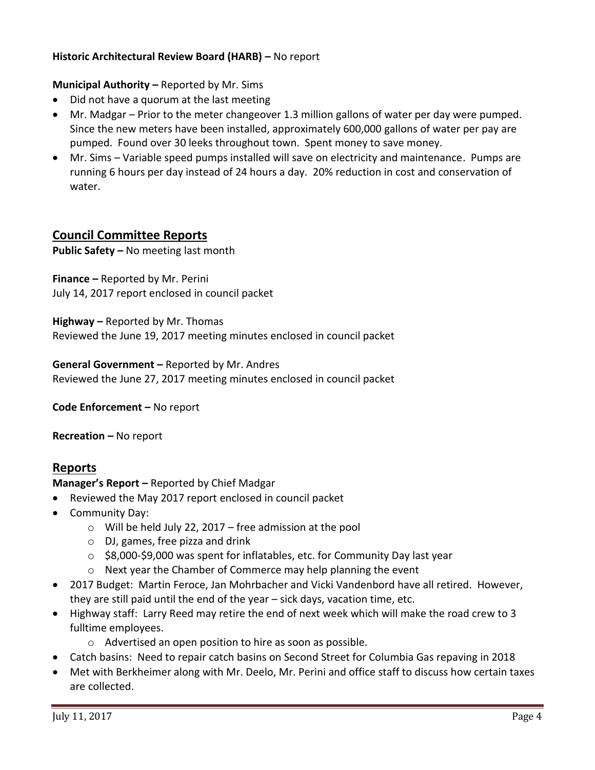**Historic Architectural Review Board (HARB) –** No report

**Municipal Authority –** Reported by Mr. Sims

- Did not have a quorum at the last meeting
- Mr. Madgar – Prior to the meter changeover 1.3 million gallons of water per day were pumped. Since the new meters have been installed, approximately 600,000 gallons of water per pay are pumped. Found over 30 leeks throughout town. Spent money to save money.
- Mr. Sims – Variable speed pumps installed will save on electricity and maintenance. Pumps are running 6 hours per day instead of 24 hours a day. 20% reduction in cost and conservation of water.

## Council Committee Reports

**Public Safety –** No meeting last month

**Finance –** Reported by Mr. Perini
July 14, 2017 report enclosed in council packet

**Highway –** Reported by Mr. Thomas
Reviewed the June 19, 2017 meeting minutes enclosed in council packet

**General Government –** Reported by Mr. Andres
Reviewed the June 27, 2017 meeting minutes enclosed in council packet

**Code Enforcement –** No report

**Recreation –** No report

## Reports

**Manager's Report –** Reported by Chief Madgar

- Reviewed the May 2017 report enclosed in council packet
- Community Day:
  - Will be held July 22, 2017 – free admission at the pool
  - DJ, games, free pizza and drink
  - $8,000-$9,000 was spent for inflatables, etc. for Community Day last year
  - Next year the Chamber of Commerce may help planning the event
- 2017 Budget: Martin Feroce, Jan Mohrbacher and Vicki Vandenbord have all retired. However, they are still paid until the end of the year – sick days, vacation time, etc.
- Highway staff: Larry Reed may retire the end of next week which will make the road crew to 3 fulltime employees.
  - Advertised an open position to hire as soon as possible.
- Catch basins: Need to repair catch basins on Second Street for Columbia Gas repaving in 2018
- Met with Berkheimer along with Mr. Deelo, Mr. Perini and office staff to discuss how certain taxes are collected.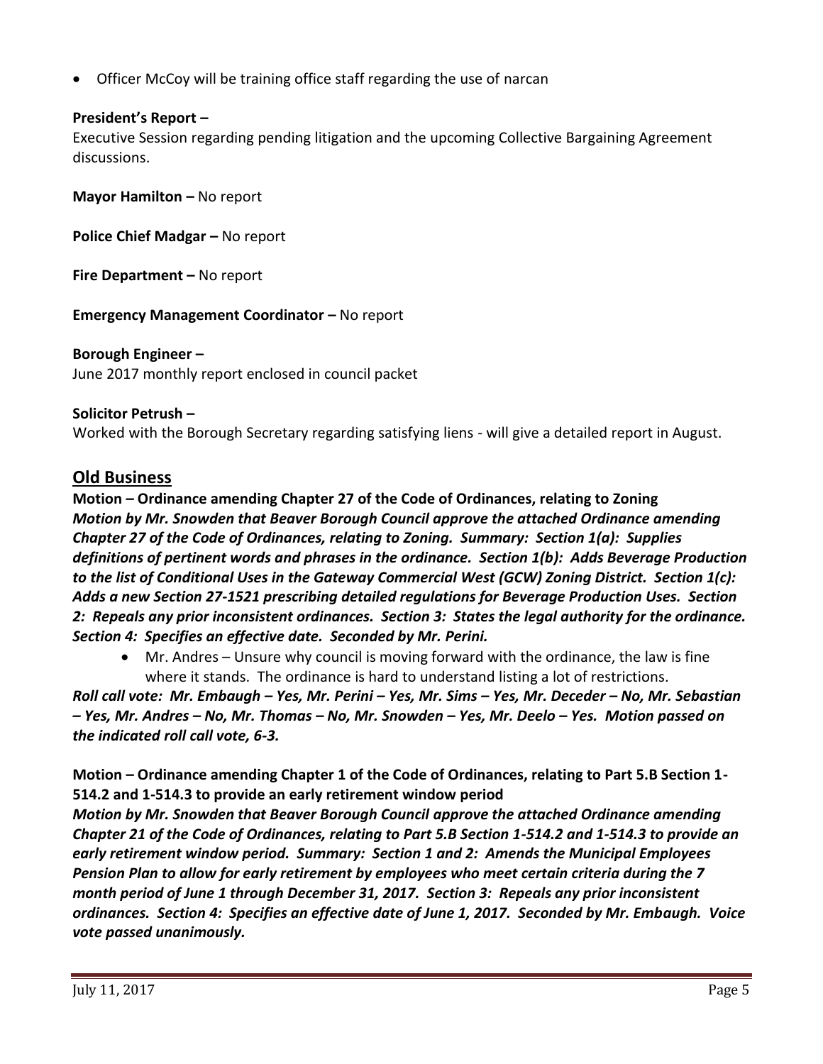- Officer McCoy will be training office staff regarding the use of narcan

**President's Report –**
Executive Session regarding pending litigation and the upcoming Collective Bargaining Agreement discussions.

**Mayor Hamilton –** No report

**Police Chief Madgar –** No report

**Fire Department –** No report

**Emergency Management Coordinator –** No report

**Borough Engineer –**
June 2017 monthly report enclosed in council packet

**Solicitor Petrush –**
Worked with the Borough Secretary regarding satisfying liens - will give a detailed report in August.

## Old Business

**Motion – Ordinance amending Chapter 27 of the Code of Ordinances, relating to Zoning**
***Motion by Mr. Snowden that Beaver Borough Council approve the attached Ordinance amending Chapter 27 of the Code of Ordinances, relating to Zoning. Summary: Section 1(a): Supplies definitions of pertinent words and phrases in the ordinance. Section 1(b): Adds Beverage Production to the list of Conditional Uses in the Gateway Commercial West (GCW) Zoning District. Section 1(c): Adds a new Section 27-1521 prescribing detailed regulations for Beverage Production Uses. Section 2: Repeals any prior inconsistent ordinances. Section 3: States the legal authority for the ordinance. Section 4: Specifies an effective date. Seconded by Mr. Perini.***

- Mr. Andres – Unsure why council is moving forward with the ordinance, the law is fine where it stands. The ordinance is hard to understand listing a lot of restrictions.

***Roll call vote: Mr. Embaugh – Yes, Mr. Perini – Yes, Mr. Sims – Yes, Mr. Deceder – No, Mr. Sebastian – Yes, Mr. Andres – No, Mr. Thomas – No, Mr. Snowden – Yes, Mr. Deelo – Yes. Motion passed on the indicated roll call vote, 6-3.***

**Motion – Ordinance amending Chapter 1 of the Code of Ordinances, relating to Part 5.B Section 1-514.2 and 1-514.3 to provide an early retirement window period**
***Motion by Mr. Snowden that Beaver Borough Council approve the attached Ordinance amending Chapter 21 of the Code of Ordinances, relating to Part 5.B Section 1-514.2 and 1-514.3 to provide an early retirement window period. Summary: Section 1 and 2: Amends the Municipal Employees Pension Plan to allow for early retirement by employees who meet certain criteria during the 7 month period of June 1 through December 31, 2017. Section 3: Repeals any prior inconsistent ordinances. Section 4: Specifies an effective date of June 1, 2017. Seconded by Mr. Embaugh. Voice vote passed unanimously.***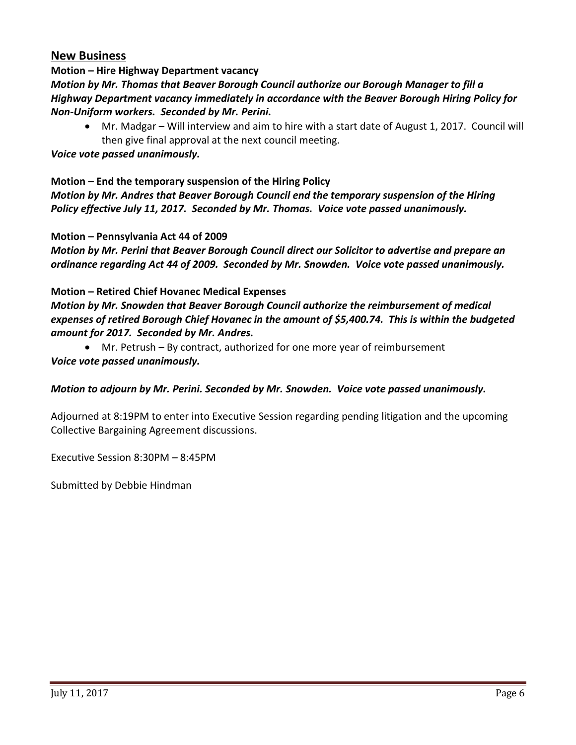## New Business

**Motion – Hire Highway Department vacancy**

***Motion by Mr. Thomas that Beaver Borough Council authorize our Borough Manager to fill a Highway Department vacancy immediately in accordance with the Beaver Borough Hiring Policy for Non-Uniform workers. Seconded by Mr. Perini.***

- Mr. Madgar – Will interview and aim to hire with a start date of August 1, 2017. Council will then give final approval at the next council meeting.

***Voice vote passed unanimously.***

**Motion – End the temporary suspension of the Hiring Policy**

***Motion by Mr. Andres that Beaver Borough Council end the temporary suspension of the Hiring Policy effective July 11, 2017. Seconded by Mr. Thomas. Voice vote passed unanimously.***

**Motion – Pennsylvania Act 44 of 2009**

***Motion by Mr. Perini that Beaver Borough Council direct our Solicitor to advertise and prepare an ordinance regarding Act 44 of 2009. Seconded by Mr. Snowden. Voice vote passed unanimously.***

**Motion – Retired Chief Hovanec Medical Expenses**

***Motion by Mr. Snowden that Beaver Borough Council authorize the reimbursement of medical expenses of retired Borough Chief Hovanec in the amount of $5,400.74. This is within the budgeted amount for 2017. Seconded by Mr. Andres.***

- Mr. Petrush – By contract, authorized for one more year of reimbursement

***Voice vote passed unanimously.***

***Motion to adjourn by Mr. Perini. Seconded by Mr. Snowden. Voice vote passed unanimously.***

Adjourned at 8:19PM to enter into Executive Session regarding pending litigation and the upcoming Collective Bargaining Agreement discussions.

Executive Session 8:30PM – 8:45PM

Submitted by Debbie Hindman